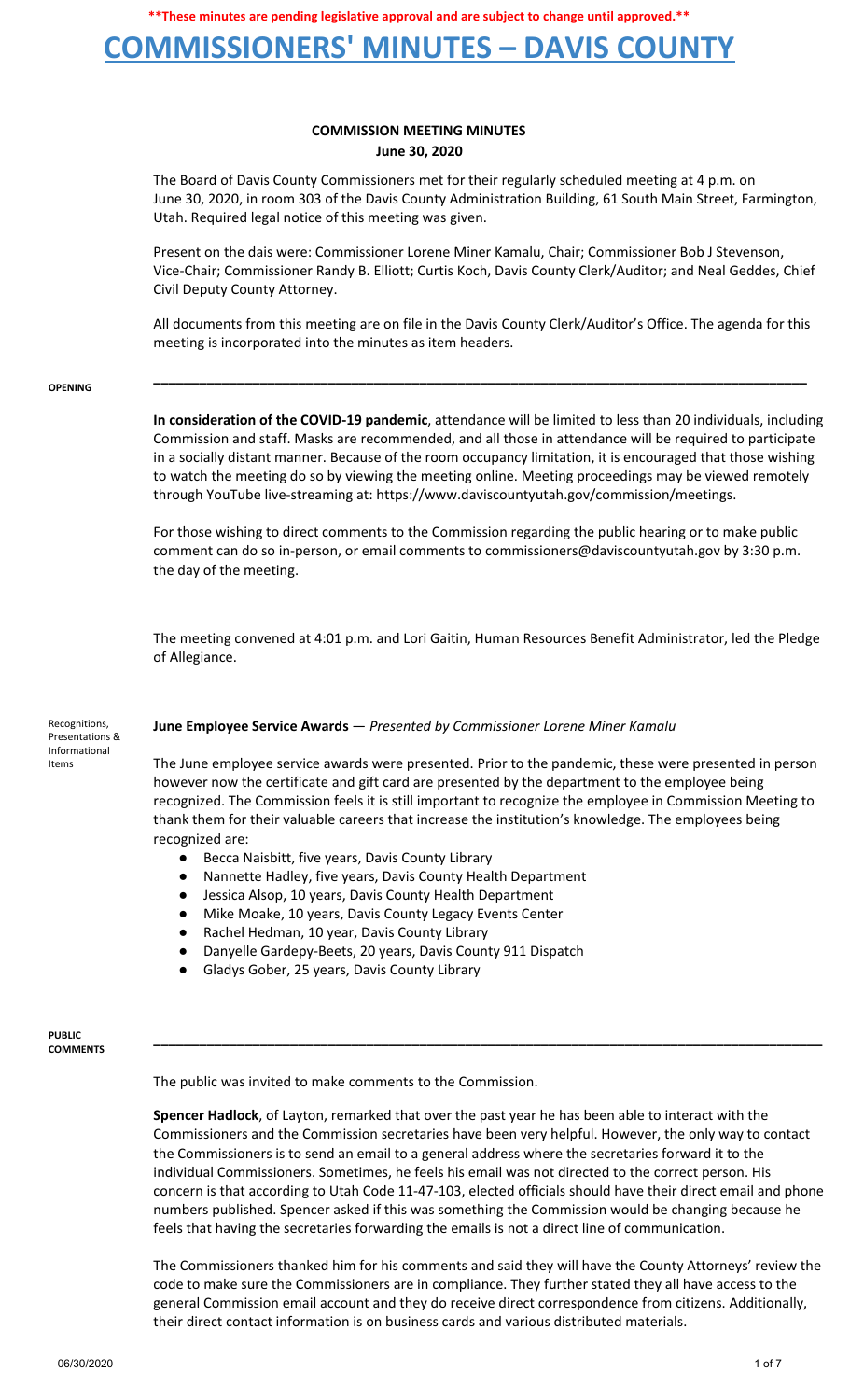**These minutes are pending legislative approval and are subject to change until approved.**

# COMMISSIONERS' MINUTES – DAVIS COUNTY

## COMMISSION MEETING MINUTES
**June 30, 2020**

The Board of Davis County Commissioners met for their regularly scheduled meeting at 4 p.m. on June 30, 2020, in room 303 of the Davis County Administration Building, 61 South Main Street, Farmington, Utah. Required legal notice of this meeting was given.

Present on the dais were: Commissioner Lorene Miner Kamalu, Chair; Commissioner Bob J Stevenson, Vice-Chair; Commissioner Randy B. Elliott; Curtis Koch, Davis County Clerk/Auditor; and Neal Geddes, Chief Civil Deputy County Attorney.

All documents from this meeting are on file in the Davis County Clerk/Auditor's Office. The agenda for this meeting is incorporated into the minutes as item headers.

---

**OPENING**

**In consideration of the COVID-19 pandemic**, attendance will be limited to less than 20 individuals, including Commission and staff. Masks are recommended, and all those in attendance will be required to participate in a socially distant manner. Because of the room occupancy limitation, it is encouraged that those wishing to watch the meeting do so by viewing the meeting online. Meeting proceedings may be viewed remotely through YouTube live-streaming at: https://www.daviscountyutah.gov/commission/meetings.

For those wishing to direct comments to the Commission regarding the public hearing or to make public comment can do so in-person, or email comments to commissioners@daviscountyutah.gov by 3:30 p.m. the day of the meeting.

The meeting convened at 4:01 p.m. and Lori Gaitin, Human Resources Benefit Administrator, led the Pledge of Allegiance.

Recognitions, Presentations & Informational Items

**June Employee Service Awards** — *Presented by Commissioner Lorene Miner Kamalu*

The June employee service awards were presented. Prior to the pandemic, these were presented in person however now the certificate and gift card are presented by the department to the employee being recognized. The Commission feels it is still important to recognize the employee in Commission Meeting to thank them for their valuable careers that increase the institution's knowledge. The employees being recognized are:

- Becca Naisbitt, five years, Davis County Library
- Nannette Hadley, five years, Davis County Health Department
- Jessica Alsop, 10 years, Davis County Health Department
- Mike Moake, 10 years, Davis County Legacy Events Center
- Rachel Hedman, 10 year, Davis County Library
- Danyelle Gardepy-Beets, 20 years, Davis County 911 Dispatch
- Gladys Gober, 25 years, Davis County Library

---

**PUBLIC COMMENTS**

The public was invited to make comments to the Commission.

**Spencer Hadlock**, of Layton, remarked that over the past year he has been able to interact with the Commissioners and the Commission secretaries have been very helpful. However, the only way to contact the Commissioners is to send an email to a general address where the secretaries forward it to the individual Commissioners. Sometimes, he feels his email was not directed to the correct person. His concern is that according to Utah Code 11-47-103, elected officials should have their direct email and phone numbers published. Spencer asked if this was something the Commission would be changing because he feels that having the secretaries forwarding the emails is not a direct line of communication.

The Commissioners thanked him for his comments and said they will have the County Attorneys' review the code to make sure the Commissioners are in compliance. They further stated they all have access to the general Commission email account and they do receive direct correspondence from citizens. Additionally, their direct contact information is on business cards and various distributed materials.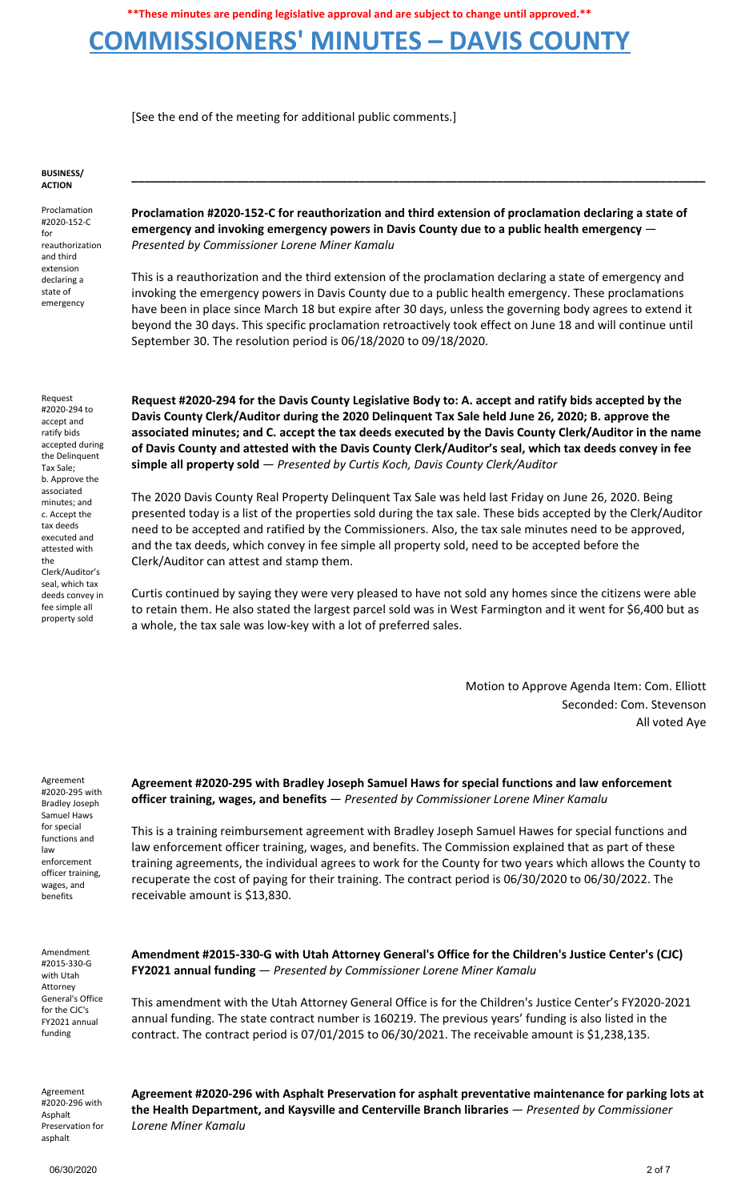**\*\*These minutes are pending legislative approval and are subject to change until approved.\*\***

# COMMISSIONERS' MINUTES – DAVIS COUNTY

[See the end of the meeting for additional public comments.]

**BUSINESS/ ACTION**

---

Proclamation #2020-152-C for reauthorization and third extension declaring a state of emergency

**Proclamation #2020-152-C for reauthorization and third extension of proclamation declaring a state of emergency and invoking emergency powers in Davis County due to a public health emergency** — *Presented by Commissioner Lorene Miner Kamalu*

This is a reauthorization and the third extension of the proclamation declaring a state of emergency and invoking the emergency powers in Davis County due to a public health emergency. These proclamations have been in place since March 18 but expire after 30 days, unless the governing body agrees to extend it beyond the 30 days. This specific proclamation retroactively took effect on June 18 and will continue until September 30. The resolution period is 06/18/2020 to 09/18/2020.

Request #2020-294 to accept and ratify bids accepted during the Delinquent Tax Sale; b. Approve the associated minutes; and c. Accept the tax deeds executed and attested with the Clerk/Auditor's seal, which tax deeds convey in fee simple all property sold

**Request #2020-294 for the Davis County Legislative Body to: A. accept and ratify bids accepted by the Davis County Clerk/Auditor during the 2020 Delinquent Tax Sale held June 26, 2020; B. approve the associated minutes; and C. accept the tax deeds executed by the Davis County Clerk/Auditor in the name of Davis County and attested with the Davis County Clerk/Auditor's seal, which tax deeds convey in fee simple all property sold** — *Presented by Curtis Koch, Davis County Clerk/Auditor*

The 2020 Davis County Real Property Delinquent Tax Sale was held last Friday on June 26, 2020. Being presented today is a list of the properties sold during the tax sale. These bids accepted by the Clerk/Auditor need to be accepted and ratified by the Commissioners. Also, the tax sale minutes need to be approved, and the tax deeds, which convey in fee simple all property sold, need to be accepted before the Clerk/Auditor can attest and stamp them.

Curtis continued by saying they were very pleased to have not sold any homes since the citizens were able to retain them. He also stated the largest parcel sold was in West Farmington and it went for $6,400 but as a whole, the tax sale was low-key with a lot of preferred sales.

Motion to Approve Agenda Item: Com. Elliott
Seconded: Com. Stevenson
All voted Aye

Agreement #2020-295 with Bradley Joseph Samuel Haws for special functions and law enforcement officer training, wages, and benefits

**Agreement #2020-295 with Bradley Joseph Samuel Haws for special functions and law enforcement officer training, wages, and benefits** — *Presented by Commissioner Lorene Miner Kamalu*

This is a training reimbursement agreement with Bradley Joseph Samuel Hawes for special functions and law enforcement officer training, wages, and benefits. The Commission explained that as part of these training agreements, the individual agrees to work for the County for two years which allows the County to recuperate the cost of paying for their training. The contract period is 06/30/2020 to 06/30/2022. The receivable amount is $13,830.

Amendment #2015-330-G with Utah Attorney General's Office for the CJC's FY2021 annual funding

**Amendment #2015-330-G with Utah Attorney General's Office for the Children's Justice Center's (CJC) FY2021 annual funding** — *Presented by Commissioner Lorene Miner Kamalu*

This amendment with the Utah Attorney General Office is for the Children's Justice Center's FY2020-2021 annual funding. The state contract number is 160219. The previous years' funding is also listed in the contract. The contract period is 07/01/2015 to 06/30/2021. The receivable amount is $1,238,135.

Agreement #2020-296 with Asphalt Preservation for asphalt

**Agreement #2020-296 with Asphalt Preservation for asphalt preventative maintenance for parking lots at the Health Department, and Kaysville and Centerville Branch libraries** — *Presented by Commissioner Lorene Miner Kamalu*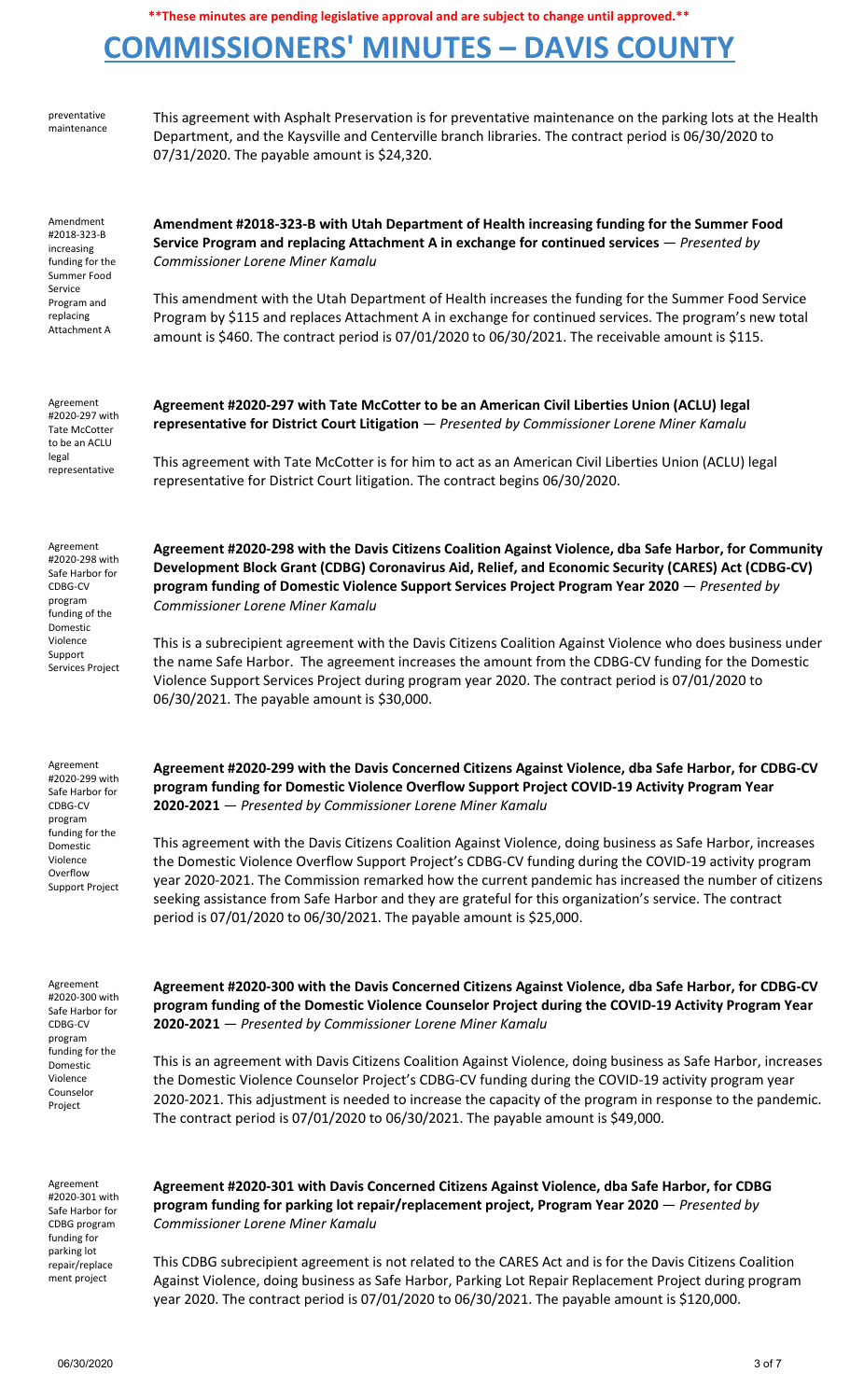**These minutes are pending legislative approval and are subject to change until approved.**

# COMMISSIONERS' MINUTES – DAVIS COUNTY

preventative maintenance

This agreement with Asphalt Preservation is for preventative maintenance on the parking lots at the Health Department, and the Kaysville and Centerville branch libraries. The contract period is 06/30/2020 to 07/31/2020. The payable amount is $24,320.

Amendment #2018-323-B increasing funding for the Summer Food Service Program and replacing Attachment A

**Amendment #2018-323-B with Utah Department of Health increasing funding for the Summer Food Service Program and replacing Attachment A in exchange for continued services** — *Presented by Commissioner Lorene Miner Kamalu*

This amendment with the Utah Department of Health increases the funding for the Summer Food Service Program by $115 and replaces Attachment A in exchange for continued services. The program's new total amount is $460. The contract period is 07/01/2020 to 06/30/2021. The receivable amount is $115.

Agreement #2020-297 with Tate McCotter to be an ACLU legal representative

**Agreement #2020-297 with Tate McCotter to be an American Civil Liberties Union (ACLU) legal representative for District Court Litigation** — *Presented by Commissioner Lorene Miner Kamalu*

This agreement with Tate McCotter is for him to act as an American Civil Liberties Union (ACLU) legal representative for District Court litigation. The contract begins 06/30/2020.

Agreement #2020-298 with Safe Harbor for CDBG-CV program funding of the Domestic Violence Support Services Project

**Agreement #2020-298 with the Davis Citizens Coalition Against Violence, dba Safe Harbor, for Community Development Block Grant (CDBG) Coronavirus Aid, Relief, and Economic Security (CARES) Act (CDBG-CV) program funding of Domestic Violence Support Services Project Program Year 2020** — *Presented by Commissioner Lorene Miner Kamalu*

This is a subrecipient agreement with the Davis Citizens Coalition Against Violence who does business under the name Safe Harbor. The agreement increases the amount from the CDBG-CV funding for the Domestic Violence Support Services Project during program year 2020. The contract period is 07/01/2020 to 06/30/2021. The payable amount is $30,000.

Agreement #2020-299 with Safe Harbor for CDBG-CV program funding for the Domestic Violence Overflow Support Project

**Agreement #2020-299 with the Davis Concerned Citizens Against Violence, dba Safe Harbor, for CDBG-CV program funding for Domestic Violence Overflow Support Project COVID-19 Activity Program Year 2020-2021** — *Presented by Commissioner Lorene Miner Kamalu*

This agreement with the Davis Citizens Coalition Against Violence, doing business as Safe Harbor, increases the Domestic Violence Overflow Support Project's CDBG-CV funding during the COVID-19 activity program year 2020-2021. The Commission remarked how the current pandemic has increased the number of citizens seeking assistance from Safe Harbor and they are grateful for this organization's service. The contract period is 07/01/2020 to 06/30/2021. The payable amount is $25,000.

Agreement #2020-300 with Safe Harbor for CDBG-CV program funding for the Domestic Violence Counselor Project

**Agreement #2020-300 with the Davis Concerned Citizens Against Violence, dba Safe Harbor, for CDBG-CV program funding of the Domestic Violence Counselor Project during the COVID-19 Activity Program Year 2020-2021** — *Presented by Commissioner Lorene Miner Kamalu*

This is an agreement with Davis Citizens Coalition Against Violence, doing business as Safe Harbor, increases the Domestic Violence Counselor Project's CDBG-CV funding during the COVID-19 activity program year 2020-2021. This adjustment is needed to increase the capacity of the program in response to the pandemic. The contract period is 07/01/2020 to 06/30/2021. The payable amount is $49,000.

Agreement #2020-301 with Safe Harbor for CDBG program funding for parking lot repair/replacement project

**Agreement #2020-301 with Davis Concerned Citizens Against Violence, dba Safe Harbor, for CDBG program funding for parking lot repair/replacement project, Program Year 2020** — *Presented by Commissioner Lorene Miner Kamalu*

This CDBG subrecipient agreement is not related to the CARES Act and is for the Davis Citizens Coalition Against Violence, doing business as Safe Harbor, Parking Lot Repair Replacement Project during program year 2020. The contract period is 07/01/2020 to 06/30/2021. The payable amount is $120,000.

06/30/2020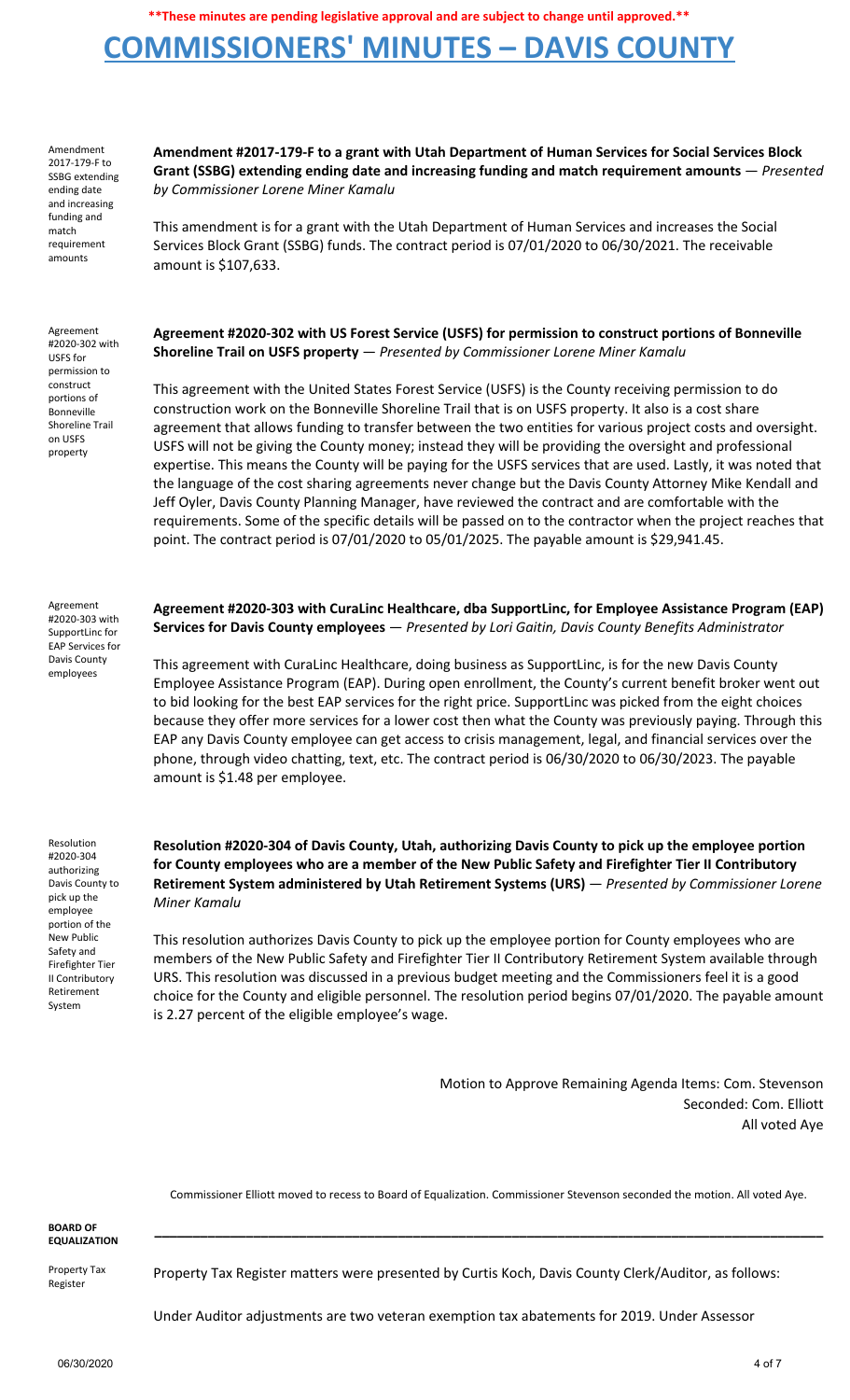**These minutes are pending legislative approval and are subject to change until approved.**

# COMMISSIONERS' MINUTES – DAVIS COUNTY

Amendment 2017-179-F to SSBG extending ending date and increasing funding and match requirement amounts

**Amendment #2017-179-F to a grant with Utah Department of Human Services for Social Services Block Grant (SSBG) extending ending date and increasing funding and match requirement amounts** — *Presented by Commissioner Lorene Miner Kamalu*

This amendment is for a grant with the Utah Department of Human Services and increases the Social Services Block Grant (SSBG) funds. The contract period is 07/01/2020 to 06/30/2021. The receivable amount is $107,633.

Agreement #2020-302 with USFS for permission to construct portions of Bonneville Shoreline Trail on USFS property

**Agreement #2020-302 with US Forest Service (USFS) for permission to construct portions of Bonneville Shoreline Trail on USFS property** — *Presented by Commissioner Lorene Miner Kamalu*

This agreement with the United States Forest Service (USFS) is the County receiving permission to do construction work on the Bonneville Shoreline Trail that is on USFS property. It also is a cost share agreement that allows funding to transfer between the two entities for various project costs and oversight. USFS will not be giving the County money; instead they will be providing the oversight and professional expertise. This means the County will be paying for the USFS services that are used. Lastly, it was noted that the language of the cost sharing agreements never change but the Davis County Attorney Mike Kendall and Jeff Oyler, Davis County Planning Manager, have reviewed the contract and are comfortable with the requirements. Some of the specific details will be passed on to the contractor when the project reaches that point. The contract period is 07/01/2020 to 05/01/2025. The payable amount is $29,941.45.

Agreement #2020-303 with SupportLinc for EAP Services for Davis County employees

**Agreement #2020-303 with CuraLinc Healthcare, dba SupportLinc, for Employee Assistance Program (EAP) Services for Davis County employees** — *Presented by Lori Gaitin, Davis County Benefits Administrator*

This agreement with CuraLinc Healthcare, doing business as SupportLinc, is for the new Davis County Employee Assistance Program (EAP). During open enrollment, the County's current benefit broker went out to bid looking for the best EAP services for the right price. SupportLinc was picked from the eight choices because they offer more services for a lower cost then what the County was previously paying. Through this EAP any Davis County employee can get access to crisis management, legal, and financial services over the phone, through video chatting, text, etc. The contract period is 06/30/2020 to 06/30/2023. The payable amount is $1.48 per employee.

Resolution #2020-304 authorizing Davis County to pick up the employee portion of the New Public Safety and Firefighter Tier II Contributory Retirement System

**Resolution #2020-304 of Davis County, Utah, authorizing Davis County to pick up the employee portion for County employees who are a member of the New Public Safety and Firefighter Tier II Contributory Retirement System administered by Utah Retirement Systems (URS)** — *Presented by Commissioner Lorene Miner Kamalu*

This resolution authorizes Davis County to pick up the employee portion for County employees who are members of the New Public Safety and Firefighter Tier II Contributory Retirement System available through URS. This resolution was discussed in a previous budget meeting and the Commissioners feel it is a good choice for the County and eligible personnel. The resolution period begins 07/01/2020. The payable amount is 2.27 percent of the eligible employee's wage.

Motion to Approve Remaining Agenda Items: Com. Stevenson
Seconded: Com. Elliott
All voted Aye

Commissioner Elliott moved to recess to Board of Equalization. Commissioner Stevenson seconded the motion. All voted Aye.

**BOARD OF EQUALIZATION**

---

Property Tax Register

Property Tax Register matters were presented by Curtis Koch, Davis County Clerk/Auditor, as follows:

Under Auditor adjustments are two veteran exemption tax abatements for 2019. Under Assessor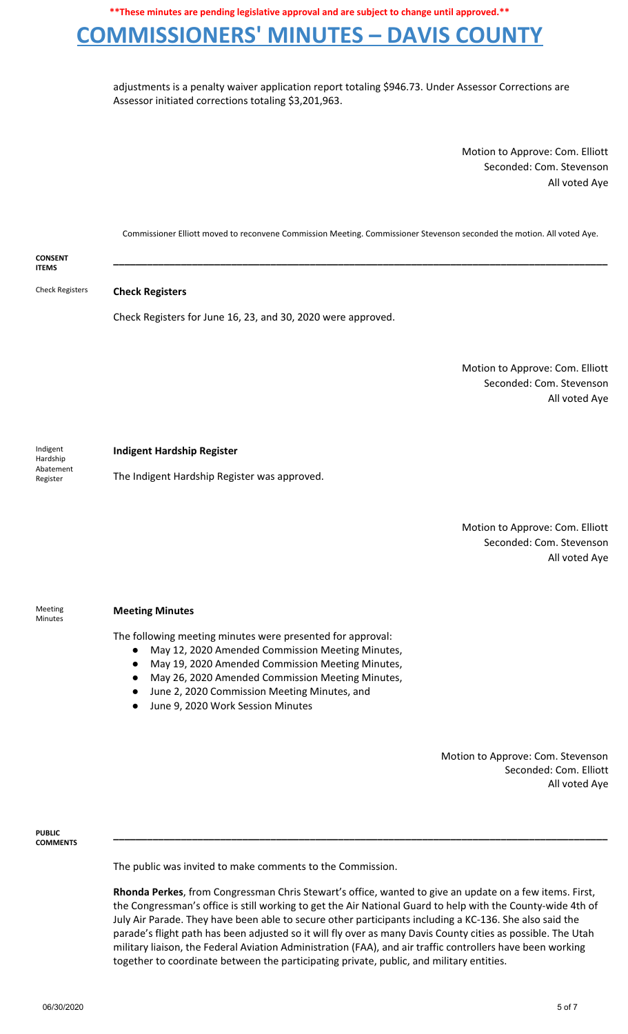adjustments is a penalty waiver application report totaling $946.73. Under Assessor Corrections are Assessor initiated corrections totaling $3,201,963.

Motion to Approve: Com. Elliott
Seconded: Com. Stevenson
All voted Aye

Commissioner Elliott moved to reconvene Commission Meeting. Commissioner Stevenson seconded the motion. All voted Aye.

## CONSENT ITEMS

Check Registers

**Check Registers**

Check Registers for June 16, 23, and 30, 2020 were approved.

Motion to Approve: Com. Elliott
Seconded: Com. Stevenson
All voted Aye

Indigent Hardship Abatement Register

**Indigent Hardship Register**

The Indigent Hardship Register was approved.

Motion to Approve: Com. Elliott
Seconded: Com. Stevenson
All voted Aye

Meeting Minutes

**Meeting Minutes**

The following meeting minutes were presented for approval:

- May 12, 2020 Amended Commission Meeting Minutes,
- May 19, 2020 Amended Commission Meeting Minutes,
- May 26, 2020 Amended Commission Meeting Minutes,
- June 2, 2020 Commission Meeting Minutes, and
- June 9, 2020 Work Session Minutes

Motion to Approve: Com. Stevenson
Seconded: Com. Elliott
All voted Aye

## PUBLIC COMMENTS

The public was invited to make comments to the Commission.

**Rhonda Perkes**, from Congressman Chris Stewart's office, wanted to give an update on a few items. First, the Congressman's office is still working to get the Air National Guard to help with the County-wide 4th of July Air Parade. They have been able to secure other participants including a KC-136. She also said the parade's flight path has been adjusted so it will fly over as many Davis County cities as possible. The Utah military liaison, the Federal Aviation Administration (FAA), and air traffic controllers have been working together to coordinate between the participating private, public, and military entities.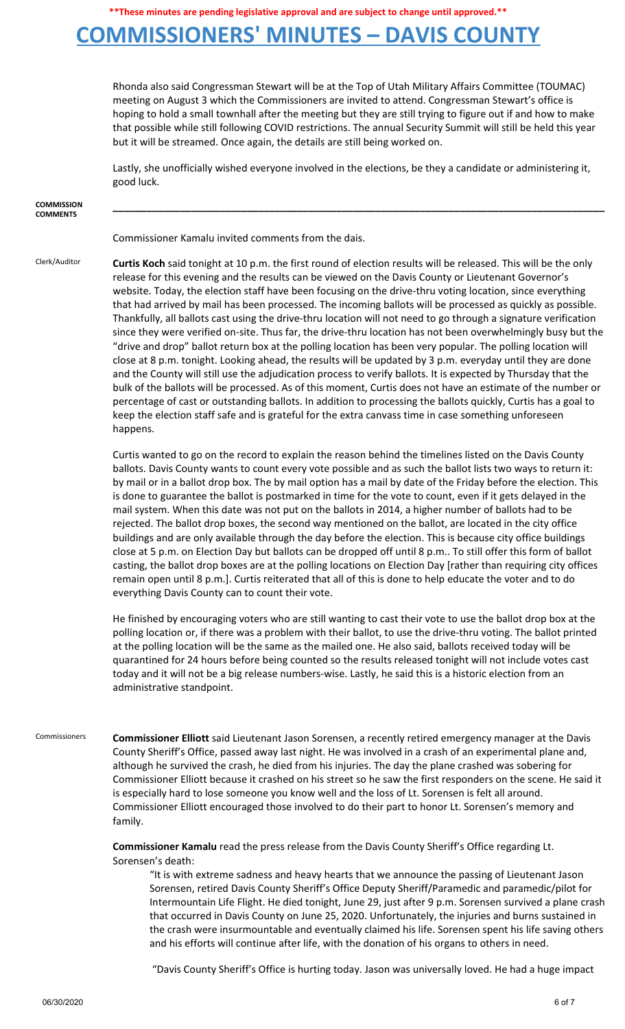Rhonda also said Congressman Stewart will be at the Top of Utah Military Affairs Committee (TOUMAC) meeting on August 3 which the Commissioners are invited to attend. Congressman Stewart's office is hoping to hold a small townhall after the meeting but they are still trying to figure out if and how to make that possible while still following COVID restrictions. The annual Security Summit will still be held this year but it will be streamed. Once again, the details are still being worked on.

Lastly, she unofficially wished everyone involved in the elections, be they a candidate or administering it, good luck.

**COMMISSION COMMENTS**

---

Commissioner Kamalu invited comments from the dais.

Clerk/Auditor

**Curtis Koch** said tonight at 10 p.m. the first round of election results will be released. This will be the only release for this evening and the results can be viewed on the Davis County or Lieutenant Governor's website. Today, the election staff have been focusing on the drive-thru voting location, since everything that had arrived by mail has been processed. The incoming ballots will be processed as quickly as possible. Thankfully, all ballots cast using the drive-thru location will not need to go through a signature verification since they were verified on-site. Thus far, the drive-thru location has not been overwhelmingly busy but the "drive and drop" ballot return box at the polling location has been very popular. The polling location will close at 8 p.m. tonight. Looking ahead, the results will be updated by 3 p.m. everyday until they are done and the County will still use the adjudication process to verify ballots. It is expected by Thursday that the bulk of the ballots will be processed. As of this moment, Curtis does not have an estimate of the number or percentage of cast or outstanding ballots. In addition to processing the ballots quickly, Curtis has a goal to keep the election staff safe and is grateful for the extra canvass time in case something unforeseen happens.

Curtis wanted to go on the record to explain the reason behind the timelines listed on the Davis County ballots. Davis County wants to count every vote possible and as such the ballot lists two ways to return it: by mail or in a ballot drop box. The by mail option has a mail by date of the Friday before the election. This is done to guarantee the ballot is postmarked in time for the vote to count, even if it gets delayed in the mail system. When this date was not put on the ballots in 2014, a higher number of ballots had to be rejected. The ballot drop boxes, the second way mentioned on the ballot, are located in the city office buildings and are only available through the day before the election. This is because city office buildings close at 5 p.m. on Election Day but ballots can be dropped off until 8 p.m.. To still offer this form of ballot casting, the ballot drop boxes are at the polling locations on Election Day [rather than requiring city offices remain open until 8 p.m.]. Curtis reiterated that all of this is done to help educate the voter and to do everything Davis County can to count their vote.

He finished by encouraging voters who are still wanting to cast their vote to use the ballot drop box at the polling location or, if there was a problem with their ballot, to use the drive-thru voting. The ballot printed at the polling location will be the same as the mailed one. He also said, ballots received today will be quarantined for 24 hours before being counted so the results released tonight will not include votes cast today and it will not be a big release numbers-wise. Lastly, he said this is a historic election from an administrative standpoint.

Commissioners

**Commissioner Elliott** said Lieutenant Jason Sorensen, a recently retired emergency manager at the Davis County Sheriff's Office, passed away last night. He was involved in a crash of an experimental plane and, although he survived the crash, he died from his injuries. The day the plane crashed was sobering for Commissioner Elliott because it crashed on his street so he saw the first responders on the scene. He said it is especially hard to lose someone you know well and the loss of Lt. Sorensen is felt all around. Commissioner Elliott encouraged those involved to do their part to honor Lt. Sorensen's memory and family.

**Commissioner Kamalu** read the press release from the Davis County Sheriff's Office regarding Lt. Sorensen's death:

> "It is with extreme sadness and heavy hearts that we announce the passing of Lieutenant Jason Sorensen, retired Davis County Sheriff's Office Deputy Sheriff/Paramedic and paramedic/pilot for Intermountain Life Flight. He died tonight, June 29, just after 9 p.m. Sorensen survived a plane crash that occurred in Davis County on June 25, 2020. Unfortunately, the injuries and burns sustained in the crash were insurmountable and eventually claimed his life. Sorensen spent his life saving others and his efforts will continue after life, with the donation of his organs to others in need.
>
> "Davis County Sheriff's Office is hurting today. Jason was universally loved. He had a huge impact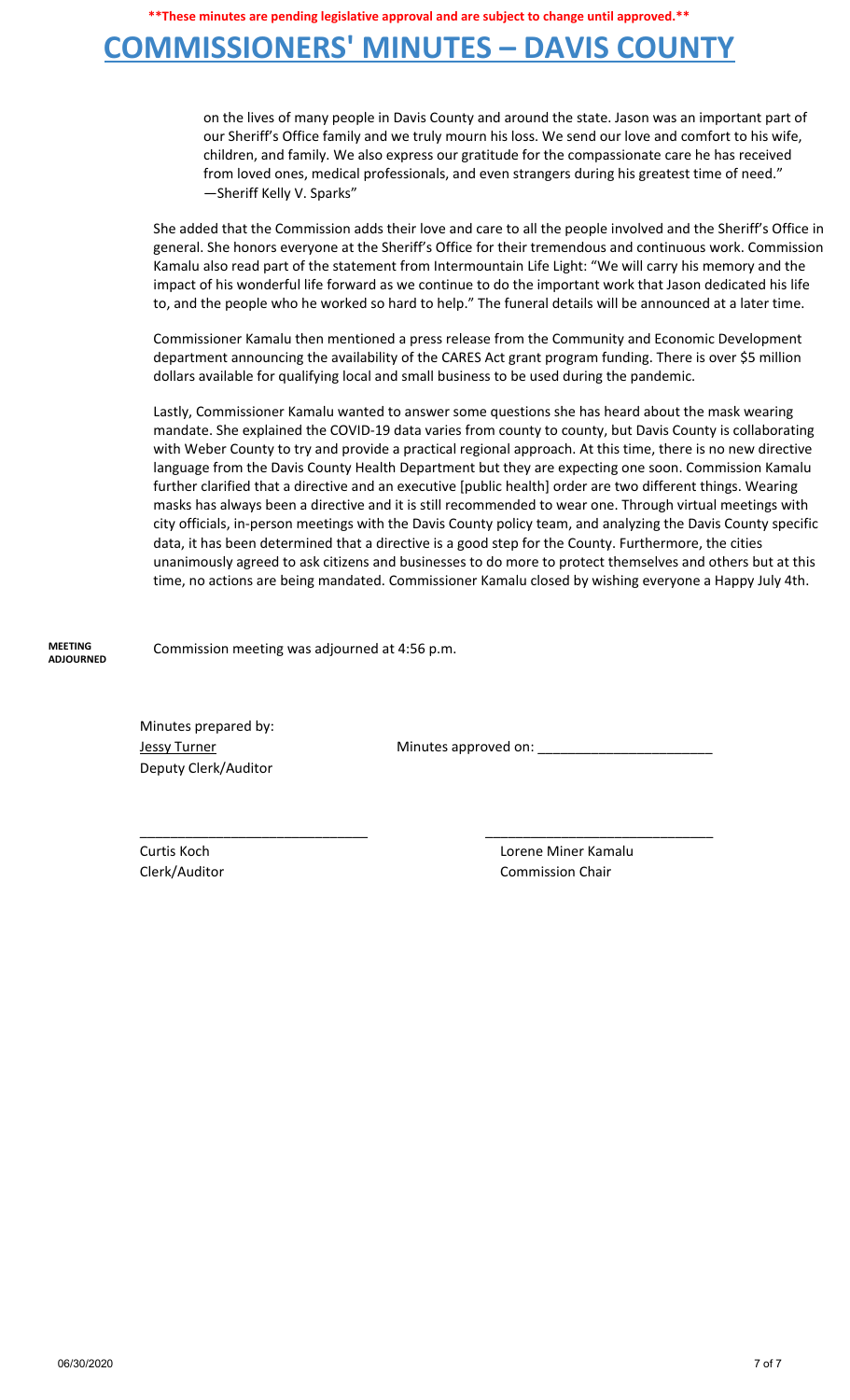on the lives of many people in Davis County and around the state. Jason was an important part of our Sheriff's Office family and we truly mourn his loss. We send our love and comfort to his wife, children, and family. We also express our gratitude for the compassionate care he has received from loved ones, medical professionals, and even strangers during his greatest time of need." —Sheriff Kelly V. Sparks"

She added that the Commission adds their love and care to all the people involved and the Sheriff's Office in general. She honors everyone at the Sheriff's Office for their tremendous and continuous work. Commission Kamalu also read part of the statement from Intermountain Life Light: "We will carry his memory and the impact of his wonderful life forward as we continue to do the important work that Jason dedicated his life to, and the people who he worked so hard to help." The funeral details will be announced at a later time.

Commissioner Kamalu then mentioned a press release from the Community and Economic Development department announcing the availability of the CARES Act grant program funding. There is over $5 million dollars available for qualifying local and small business to be used during the pandemic.

Lastly, Commissioner Kamalu wanted to answer some questions she has heard about the mask wearing mandate. She explained the COVID-19 data varies from county to county, but Davis County is collaborating with Weber County to try and provide a practical regional approach. At this time, there is no new directive language from the Davis County Health Department but they are expecting one soon. Commission Kamalu further clarified that a directive and an executive [public health] order are two different things. Wearing masks has always been a directive and it is still recommended to wear one. Through virtual meetings with city officials, in-person meetings with the Davis County policy team, and analyzing the Davis County specific data, it has been determined that a directive is a good step for the County. Furthermore, the cities unanimously agreed to ask citizens and businesses to do more to protect themselves and others but at this time, no actions are being mandated. Commissioner Kamalu closed by wishing everyone a Happy July 4th.

**MEETING ADJOURNED**

Commission meeting was adjourned at 4:56 p.m.

Minutes prepared by:
Jessy Turner
Deputy Clerk/Auditor

Minutes approved on: _______________________

_____________________________
Curtis Koch
Clerk/Auditor

_____________________________
Lorene Miner Kamalu
Commission Chair